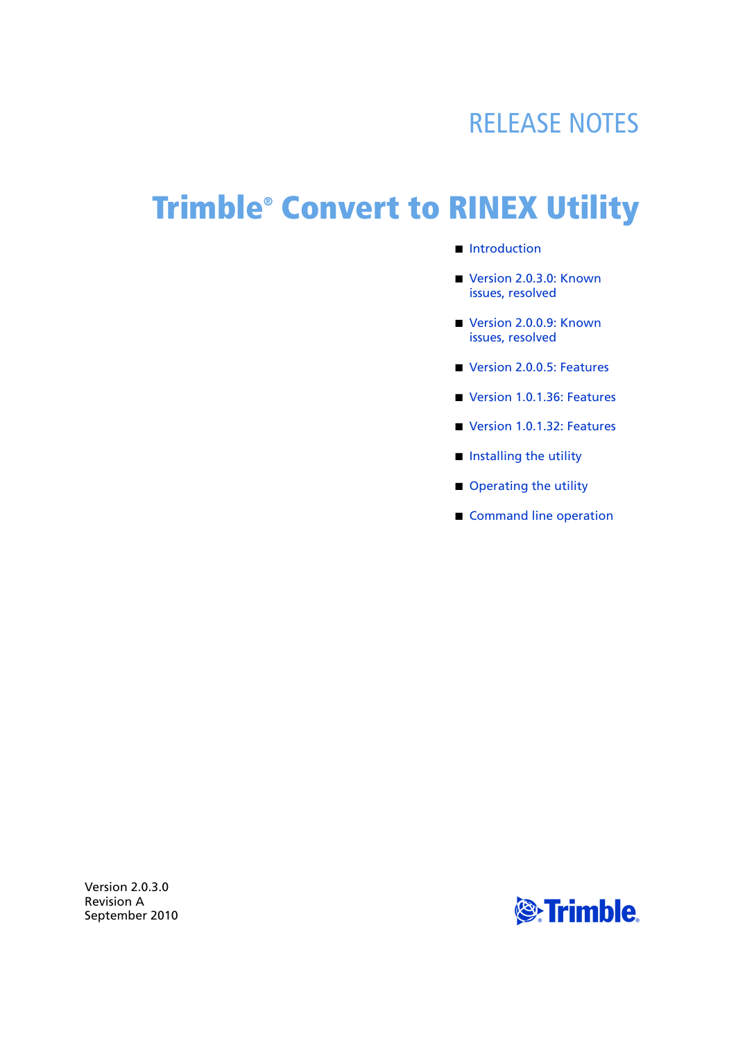RELEASE NOTES

# Trimble® Convert to RINEX Utility

- Introduction
- Version 2.0.3.0: Known issues, resolved
- Version 2.0.0.9: Known issues, resolved
- Version 2.0.0.5: Features
- Version 1.0.1.36: Features
- Version 1.0.1.32: Features
- Installing the utility
- Operating the utility
- Command line operation

Version 2.0.3.0
Revision A
September 2010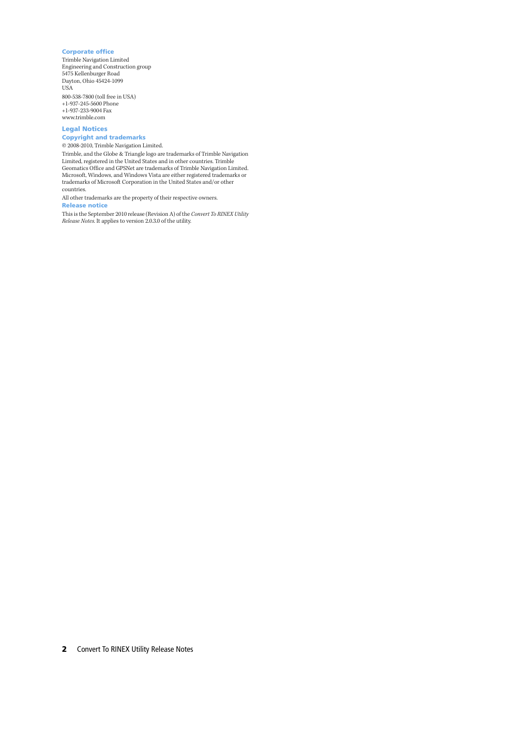### Corporate office

Trimble Navigation Limited
Engineering and Construction group
5475 Kellenburger Road
Dayton, Ohio 45424-1099
USA

800-538-7800 (toll free in USA)
+1-937-245-5600 Phone
+1-937-233-9004 Fax
www.trimble.com

## Legal Notices

### Copyright and trademarks

© 2008-2010, Trimble Navigation Limited.

Trimble, and the Globe & Triangle logo are trademarks of Trimble Navigation Limited, registered in the United States and in other countries. Trimble Geomatics Office and GPSNet are trademarks of Trimble Navigation Limited. Microsoft, Windows, and Windows Vista are either registered trademarks or trademarks of Microsoft Corporation in the United States and/or other countries.

All other trademarks are the property of their respective owners.

### Release notice

This is the September 2010 release (Revision A) of the *Convert To RINEX Utility Release Notes*. It applies to version 2.0.3.0 of the utility.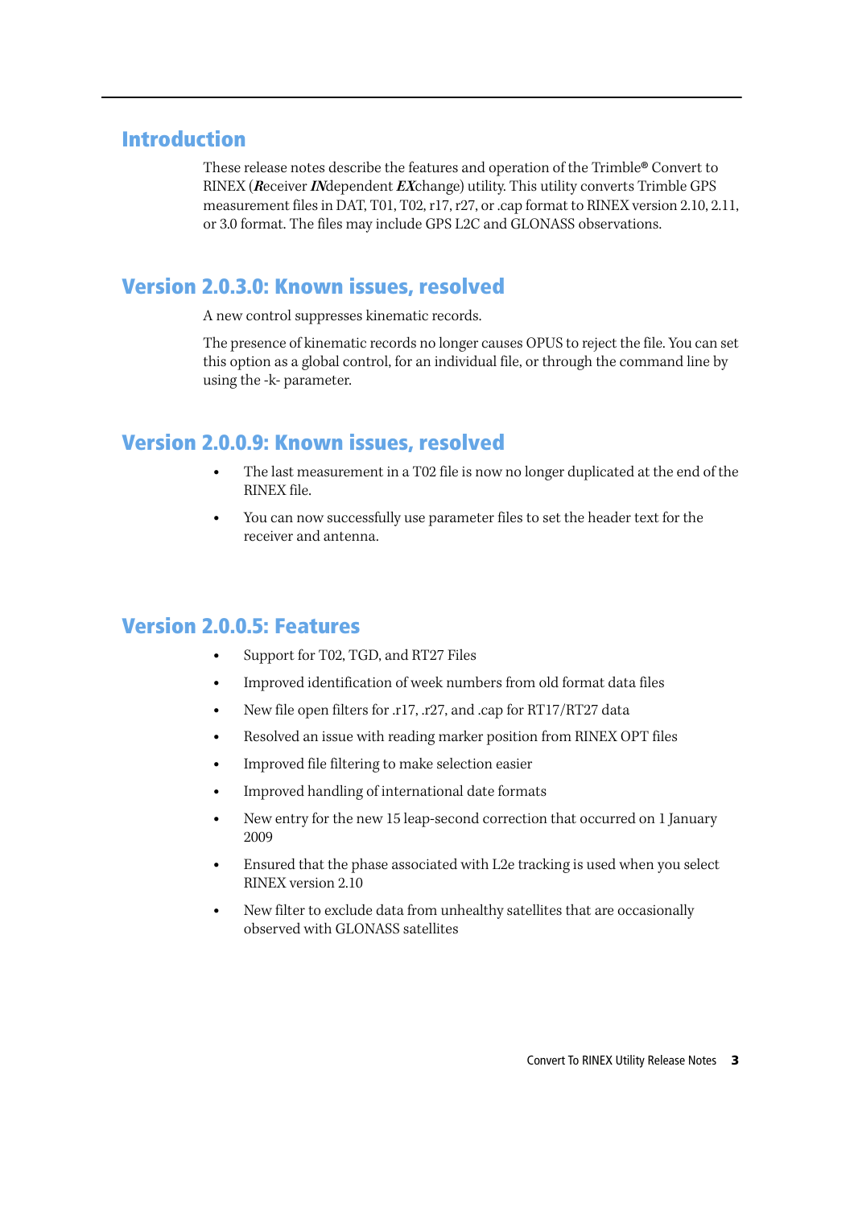## Introduction

These release notes describe the features and operation of the Trimble® Convert to RINEX (***R***eceiver ***IN***dependent ***EX***change) utility. This utility converts Trimble GPS measurement files in DAT, T01, T02, r17, r27, or .cap format to RINEX version 2.10, 2.11, or 3.0 format. The files may include GPS L2C and GLONASS observations.

## Version 2.0.3.0: Known issues, resolved

A new control suppresses kinematic records.

The presence of kinematic records no longer causes OPUS to reject the file. You can set this option as a global control, for an individual file, or through the command line by using the -k- parameter.

## Version 2.0.0.9: Known issues, resolved

- The last measurement in a T02 file is now no longer duplicated at the end of the RINEX file.
- You can now successfully use parameter files to set the header text for the receiver and antenna.

## Version 2.0.0.5: Features

- Support for T02, TGD, and RT27 Files
- Improved identification of week numbers from old format data files
- New file open filters for .r17, .r27, and .cap for RT17/RT27 data
- Resolved an issue with reading marker position from RINEX OPT files
- Improved file filtering to make selection easier
- Improved handling of international date formats
- New entry for the new 15 leap-second correction that occurred on 1 January 2009
- Ensured that the phase associated with L2e tracking is used when you select RINEX version 2.10
- New filter to exclude data from unhealthy satellites that are occasionally observed with GLONASS satellites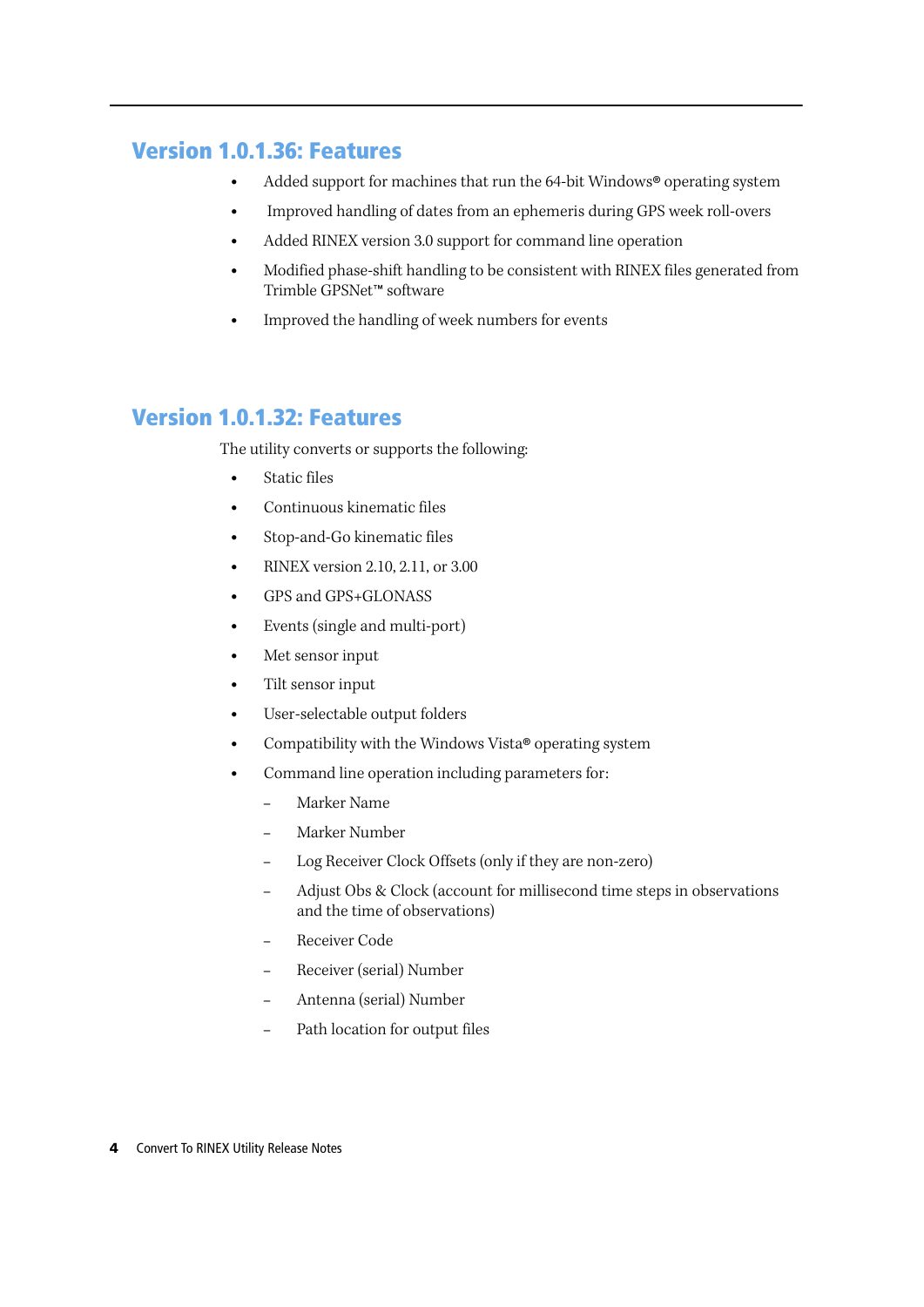## Version 1.0.1.36: Features

- Added support for machines that run the 64-bit Windows® operating system
- Improved handling of dates from an ephemeris during GPS week roll-overs
- Added RINEX version 3.0 support for command line operation
- Modified phase-shift handling to be consistent with RINEX files generated from Trimble GPSNet™ software
- Improved the handling of week numbers for events

## Version 1.0.1.32: Features

The utility converts or supports the following:

- Static files
- Continuous kinematic files
- Stop-and-Go kinematic files
- RINEX version 2.10, 2.11, or 3.00
- GPS and GPS+GLONASS
- Events (single and multi-port)
- Met sensor input
- Tilt sensor input
- User-selectable output folders
- Compatibility with the Windows Vista® operating system
- Command line operation including parameters for:
  - Marker Name
  - Marker Number
  - Log Receiver Clock Offsets (only if they are non-zero)
  - Adjust Obs & Clock (account for millisecond time steps in observations and the time of observations)
  - Receiver Code
  - Receiver (serial) Number
  - Antenna (serial) Number
  - Path location for output files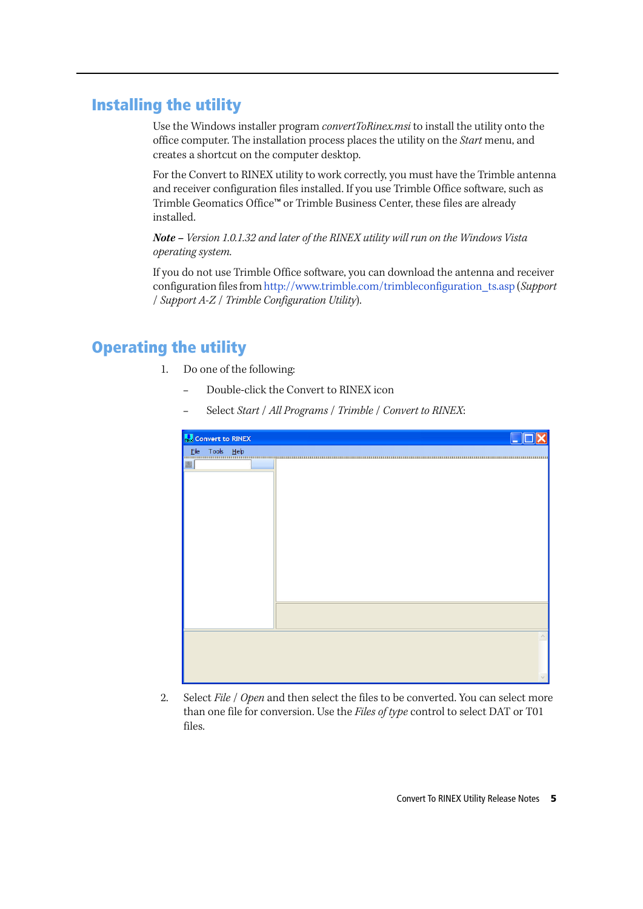## Installing the utility

Use the Windows installer program *convertToRinex.msi* to install the utility onto the office computer. The installation process places the utility on the *Start* menu, and creates a shortcut on the computer desktop.

For the Convert to RINEX utility to work correctly, you must have the Trimble antenna and receiver configuration files installed. If you use Trimble Office software, such as Trimble Geomatics Office™ or Trimble Business Center, these files are already installed.

***Note –** Version 1.0.1.32 and later of the RINEX utility will run on the Windows Vista operating system.*

If you do not use Trimble Office software, you can download the antenna and receiver configuration files from http://www.trimble.com/trimbleconfiguration_ts.asp (*Support / Support A-Z / Trimble Configuration Utility*).

## Operating the utility

1. Do one of the following:
   - Double-click the Convert to RINEX icon
   - Select *Start / All Programs / Trimble / Convert to RINEX*:

2. Select *File / Open* and then select the files to be converted. You can select more than one file for conversion. Use the *Files of type* control to select DAT or T01 files.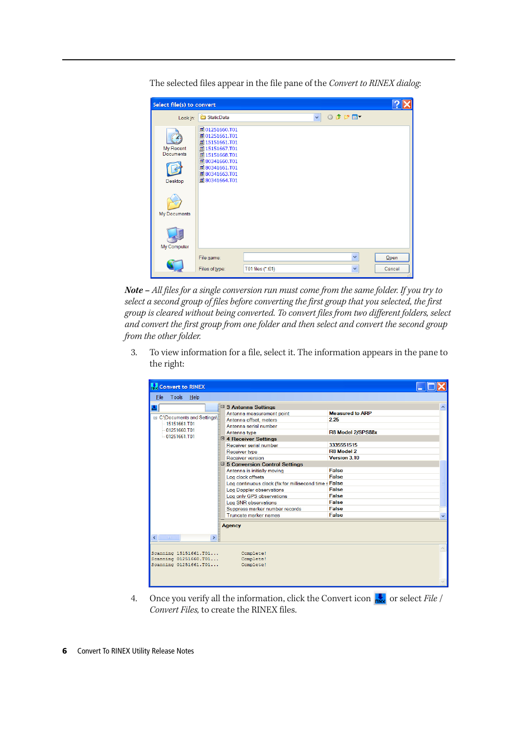The selected files appear in the file pane of the *Convert to RINEX dialog*:

***Note** – All files for a single conversion run must come from the same folder. If you try to select a second group of files before converting the first group that you selected, the first group is cleared without being converted. To convert files from two different folders, select and convert the first group from one folder and then select and convert the second group from the other folder.*

3. To view information for a file, select it. The information appears in the pane to the right:

4. Once you verify all the information, click the Convert icon or select *File / Convert Files*, to create the RINEX files.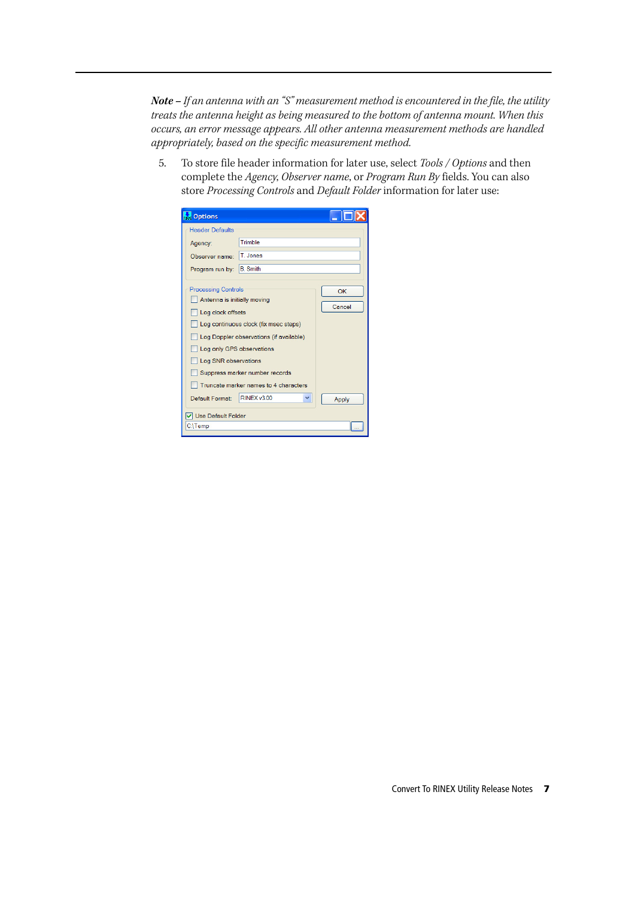***Note –*** *If an antenna with an "S" measurement method is encountered in the file, the utility treats the antenna height as being measured to the bottom of antenna mount. When this occurs, an error message appears. All other antenna measurement methods are handled appropriately, based on the specific measurement method.*

5. To store file header information for later use, select *Tools / Options* and then complete the *Agency*, *Observer name*, or *Program Run By* fields. You can also store *Processing Controls* and *Default Folder* information for later use: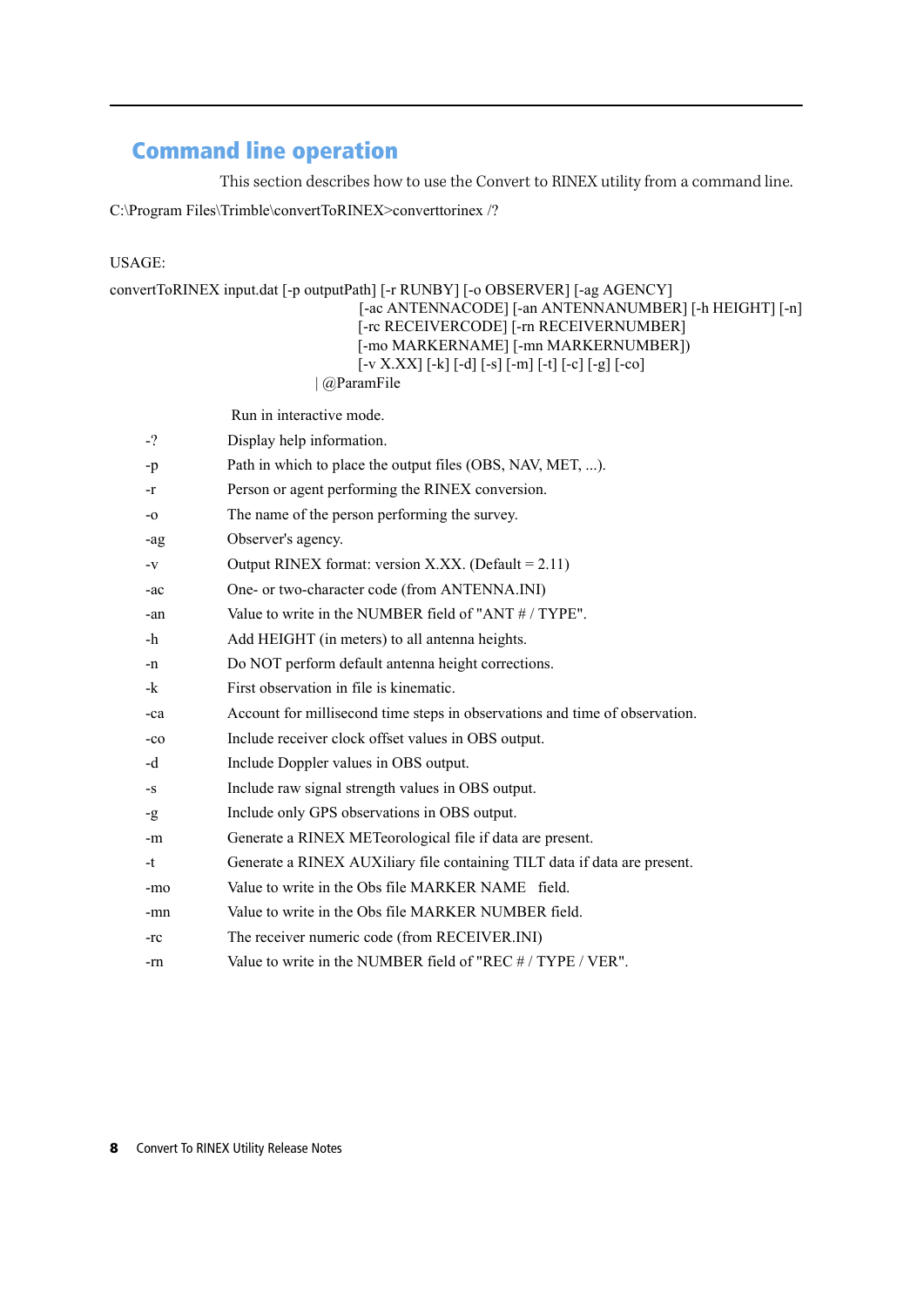## Command line operation

This section describes how to use the Convert to RINEX utility from a command line.

```
C:\Program Files\Trimble\convertToRINEX>converttorinex /?

USAGE:

convertToRINEX input.dat [-p outputPath] [-r RUNBY] [-o OBSERVER] [-ag AGENCY]
                         [-ac ANTENNACODE] [-an ANTENNANUMBER] [-h HEIGHT] [-n]
                         [-rc RECEIVERCODE] [-rn RECEIVERNUMBER]
                         [-mo MARKERNAME] [-mn MARKERNUMBER])
                         [-v X.XX] [-k] [-d] [-s] [-m] [-t] [-c] [-g] [-co]
                       | @ParamFile
```

| | |
|---|---|
| | Run in interactive mode. |
| -? | Display help information. |
| -p | Path in which to place the output files (OBS, NAV, MET, ...). |
| -r | Person or agent performing the RINEX conversion. |
| -o | The name of the person performing the survey. |
| -ag | Observer's agency. |
| -v | Output RINEX format: version X.XX. (Default = 2.11) |
| -ac | One- or two-character code (from ANTENNA.INI) |
| -an | Value to write in the NUMBER field of "ANT # / TYPE". |
| -h | Add HEIGHT (in meters) to all antenna heights. |
| -n | Do NOT perform default antenna height corrections. |
| -k | First observation in file is kinematic. |
| -ca | Account for millisecond time steps in observations and time of observation. |
| -co | Include receiver clock offset values in OBS output. |
| -d | Include Doppler values in OBS output. |
| -s | Include raw signal strength values in OBS output. |
| -g | Include only GPS observations in OBS output. |
| -m | Generate a RINEX METeorological file if data are present. |
| -t | Generate a RINEX AUXiliary file containing TILT data if data are present. |
| -mo | Value to write in the Obs file MARKER NAME field. |
| -mn | Value to write in the Obs file MARKER NUMBER field. |
| -rc | The receiver numeric code (from RECEIVER.INI) |
| -rn | Value to write in the NUMBER field of "REC # / TYPE / VER". |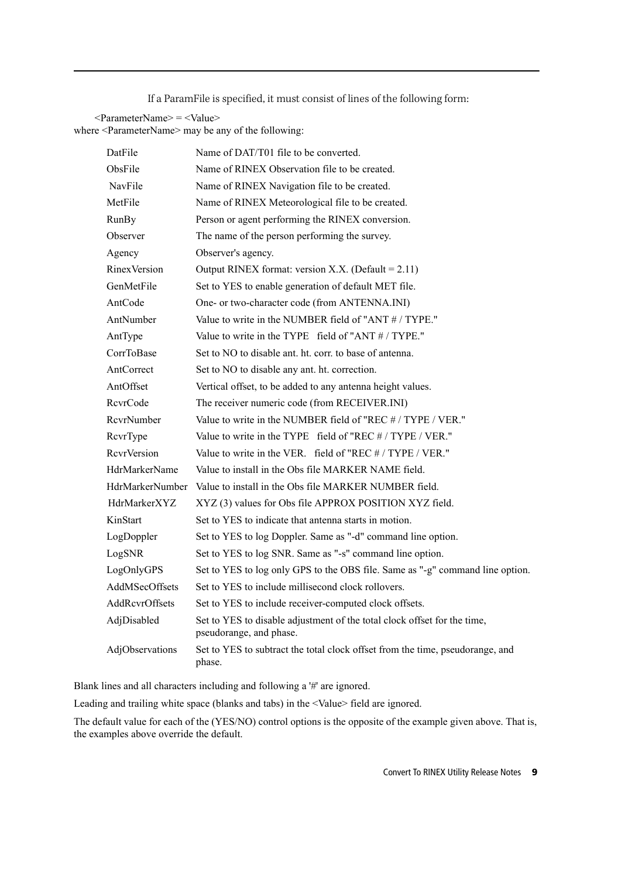If a ParamFile is specified, it must consist of lines of the following form:

<ParameterName> = <Value>
where <ParameterName> may be any of the following:

| | |
|---|---|
| DatFile | Name of DAT/T01 file to be converted. |
| ObsFile | Name of RINEX Observation file to be created. |
| NavFile | Name of RINEX Navigation file to be created. |
| MetFile | Name of RINEX Meteorological file to be created. |
| RunBy | Person or agent performing the RINEX conversion. |
| Observer | The name of the person performing the survey. |
| Agency | Observer's agency. |
| RinexVersion | Output RINEX format: version X.X. (Default = 2.11) |
| GenMetFile | Set to YES to enable generation of default MET file. |
| AntCode | One- or two-character code (from ANTENNA.INI) |
| AntNumber | Value to write in the NUMBER field of "ANT # / TYPE." |
| AntType | Value to write in the TYPE field of "ANT # / TYPE." |
| CorrToBase | Set to NO to disable ant. ht. corr. to base of antenna. |
| AntCorrect | Set to NO to disable any ant. ht. correction. |
| AntOffset | Vertical offset, to be added to any antenna height values. |
| RcvrCode | The receiver numeric code (from RECEIVER.INI) |
| RcvrNumber | Value to write in the NUMBER field of "REC # / TYPE / VER." |
| RcvrType | Value to write in the TYPE field of "REC # / TYPE / VER." |
| RcvrVersion | Value to write in the VER. field of "REC # / TYPE / VER." |
| HdrMarkerName | Value to install in the Obs file MARKER NAME field. |
| HdrMarkerNumber | Value to install in the Obs file MARKER NUMBER field. |
| HdrMarkerXYZ | XYZ (3) values for Obs file APPROX POSITION XYZ field. |
| KinStart | Set to YES to indicate that antenna starts in motion. |
| LogDoppler | Set to YES to log Doppler. Same as "-d" command line option. |
| LogSNR | Set to YES to log SNR. Same as "-s" command line option. |
| LogOnlyGPS | Set to YES to log only GPS to the OBS file. Same as "-g" command line option. |
| AddMSecOffsets | Set to YES to include millisecond clock rollovers. |
| AddRcvrOffsets | Set to YES to include receiver-computed clock offsets. |
| AdjDisabled | Set to YES to disable adjustment of the total clock offset for the time, pseudorange, and phase. |
| AdjObservations | Set to YES to subtract the total clock offset from the time, pseudorange, and phase. |

Blank lines and all characters including and following a '#' are ignored.

Leading and trailing white space (blanks and tabs) in the <Value> field are ignored.

The default value for each of the (YES/NO) control options is the opposite of the example given above. That is, the examples above override the default.